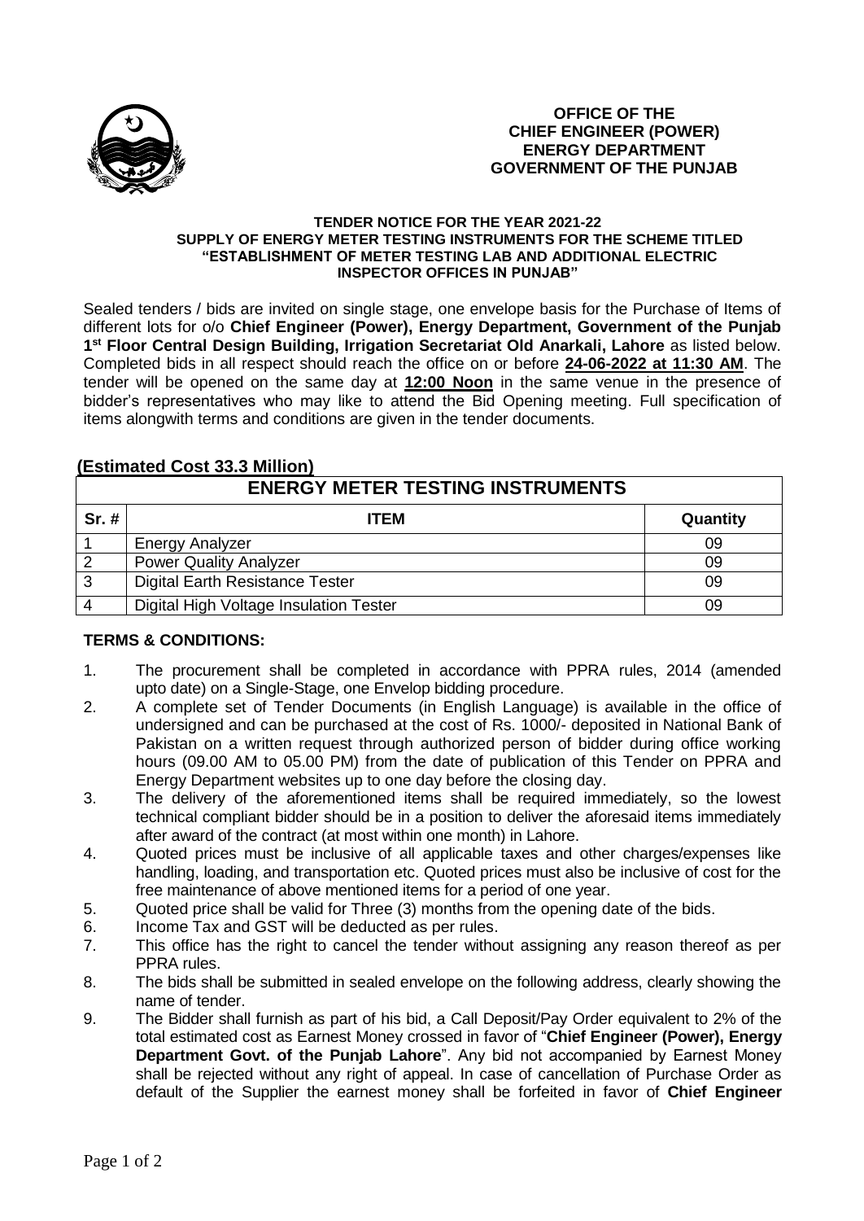**OFFICE OF THE**
**CHIEF ENGINEER (POWER)**
**ENERGY DEPARTMENT**
**GOVERNMENT OF THE PUNJAB**

**TENDER NOTICE FOR THE YEAR 2021-22**
**SUPPLY OF ENERGY METER TESTING INSTRUMENTS FOR THE SCHEME TITLED "ESTABLISHMENT OF METER TESTING LAB AND ADDITIONAL ELECTRIC INSPECTOR OFFICES IN PUNJAB"**

Sealed tenders / bids are invited on single stage, one envelope basis for the Purchase of Items of different lots for o/o **Chief Engineer (Power), Energy Department, Government of the Punjab 1st Floor Central Design Building, Irrigation Secretariat Old Anarkali, Lahore** as listed below. Completed bids in all respect should reach the office on or before **24-06-2022 at 11:30 AM**. The tender will be opened on the same day at **12:00 Noon** in the same venue in the presence of bidder's representatives who may like to attend the Bid Opening meeting. Full specification of items alongwith terms and conditions are given in the tender documents.

## (Estimated Cost 33.3 Million)

| ENERGY METER TESTING INSTRUMENTS | | |
|---|---|---|
| **Sr. #** | **ITEM** | **Quantity** |
| 1 | Energy Analyzer | 09 |
| 2 | Power Quality Analyzer | 09 |
| 3 | Digital Earth Resistance Tester | 09 |
| 4 | Digital High Voltage Insulation Tester | 09 |

**TERMS & CONDITIONS:**

1. The procurement shall be completed in accordance with PPRA rules, 2014 (amended upto date) on a Single-Stage, one Envelop bidding procedure.
2. A complete set of Tender Documents (in English Language) is available in the office of undersigned and can be purchased at the cost of Rs. 1000/- deposited in National Bank of Pakistan on a written request through authorized person of bidder during office working hours (09.00 AM to 05.00 PM) from the date of publication of this Tender on PPRA and Energy Department websites up to one day before the closing day.
3. The delivery of the aforementioned items shall be required immediately, so the lowest technical compliant bidder should be in a position to deliver the aforesaid items immediately after award of the contract (at most within one month) in Lahore.
4. Quoted prices must be inclusive of all applicable taxes and other charges/expenses like handling, loading, and transportation etc. Quoted prices must also be inclusive of cost for the free maintenance of above mentioned items for a period of one year.
5. Quoted price shall be valid for Three (3) months from the opening date of the bids.
6. Income Tax and GST will be deducted as per rules.
7. This office has the right to cancel the tender without assigning any reason thereof as per PPRA rules.
8. The bids shall be submitted in sealed envelope on the following address, clearly showing the name of tender.
9. The Bidder shall furnish as part of his bid, a Call Deposit/Pay Order equivalent to 2% of the total estimated cost as Earnest Money crossed in favor of "**Chief Engineer (Power), Energy Department Govt. of the Punjab Lahore**". Any bid not accompanied by Earnest Money shall be rejected without any right of appeal. In case of cancellation of Purchase Order as default of the Supplier the earnest money shall be forfeited in favor of **Chief Engineer**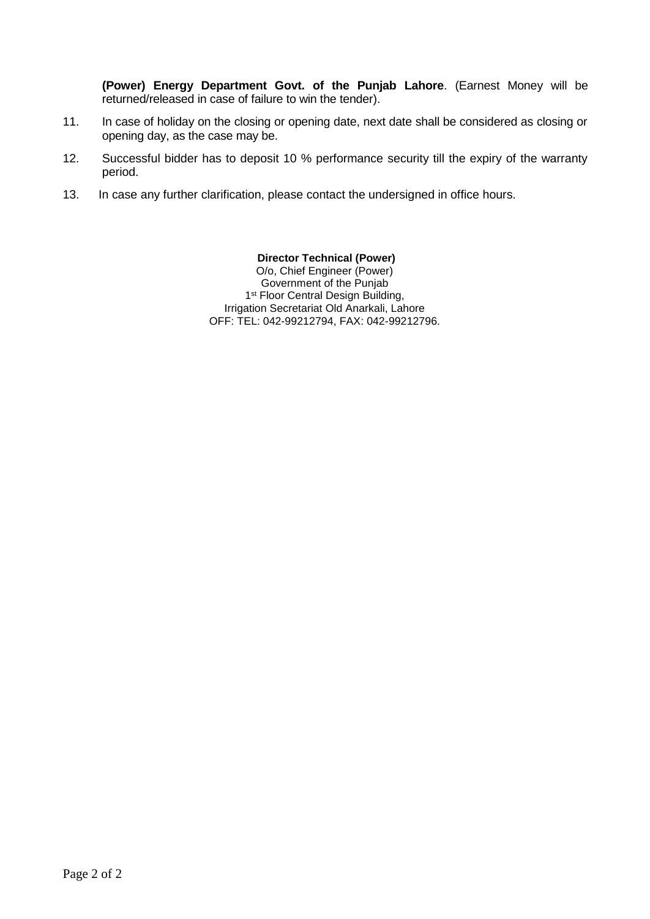**(Power) Energy Department Govt. of the Punjab Lahore**. (Earnest Money will be returned/released in case of failure to win the tender).

11. In case of holiday on the closing or opening date, next date shall be considered as closing or opening day, as the case may be.

12. Successful bidder has to deposit 10 % performance security till the expiry of the warranty period.

13. In case any further clarification, please contact the undersigned in office hours.

**Director Technical (Power)**
O/o, Chief Engineer (Power)
Government of the Punjab
1st Floor Central Design Building,
Irrigation Secretariat Old Anarkali, Lahore
OFF: TEL: 042-99212794, FAX: 042-99212796.